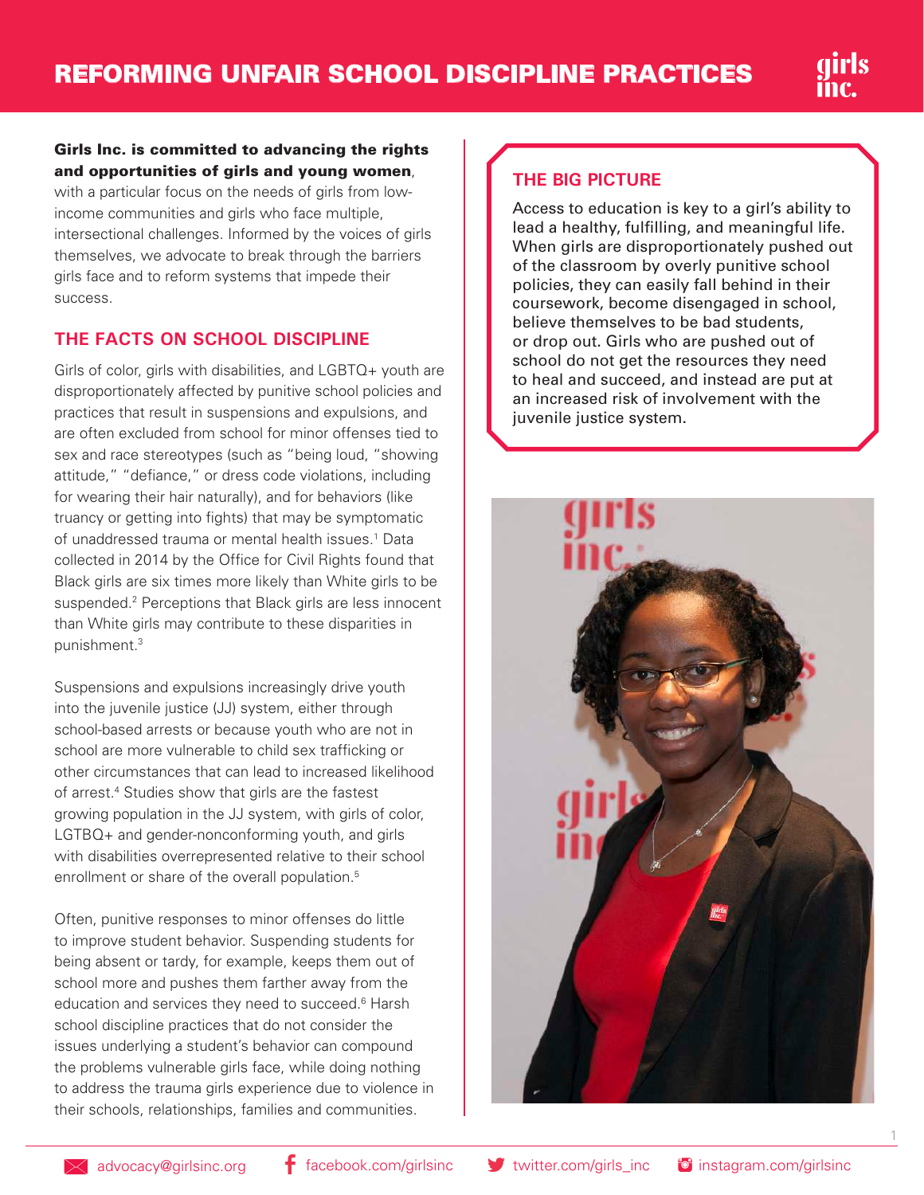# REFORMING UNFAIR SCHOOL DISCIPLINE PRACTICES

**Girls Inc. is committed to advancing the rights and opportunities of girls and young women**, with a particular focus on the needs of girls from low-income communities and girls who face multiple, intersectional challenges. Informed by the voices of girls themselves, we advocate to break through the barriers girls face and to reform systems that impede their success.

## THE FACTS ON SCHOOL DISCIPLINE

Girls of color, girls with disabilities, and LGBTQ+ youth are disproportionately affected by punitive school policies and practices that result in suspensions and expulsions, and are often excluded from school for minor offenses tied to sex and race stereotypes (such as "being loud, "showing attitude," "defiance," or dress code violations, including for wearing their hair naturally), and for behaviors (like truancy or getting into fights) that may be symptomatic of unaddressed trauma or mental health issues.[1] Data collected in 2014 by the Office for Civil Rights found that Black girls are six times more likely than White girls to be suspended.[2] Perceptions that Black girls are less innocent than White girls may contribute to these disparities in punishment.[3]

Suspensions and expulsions increasingly drive youth into the juvenile justice (JJ) system, either through school-based arrests or because youth who are not in school are more vulnerable to child sex trafficking or other circumstances that can lead to increased likelihood of arrest.[4] Studies show that girls are the fastest growing population in the JJ system, with girls of color, LGTBQ+ and gender-nonconforming youth, and girls with disabilities overrepresented relative to their school enrollment or share of the overall population.[5]

Often, punitive responses to minor offenses do little to improve student behavior. Suspending students for being absent or tardy, for example, keeps them out of school more and pushes them farther away from the education and services they need to succeed.[6] Harsh school discipline practices that do not consider the issues underlying a student's behavior can compound the problems vulnerable girls face, while doing nothing to address the trauma girls experience due to violence in their schools, relationships, families and communities.

## THE BIG PICTURE

Access to education is key to a girl's ability to lead a healthy, fulfilling, and meaningful life. When girls are disproportionately pushed out of the classroom by overly punitive school policies, they can easily fall behind in their coursework, become disengaged in school, believe themselves to be bad students, or drop out. Girls who are pushed out of school do not get the resources they need to heal and succeed, and instead are put at an increased risk of involvement with the juvenile justice system.

advocacy@girlsinc.org | facebook.com/girlsinc | twitter.com/girls_inc | instagram.com/girlsinc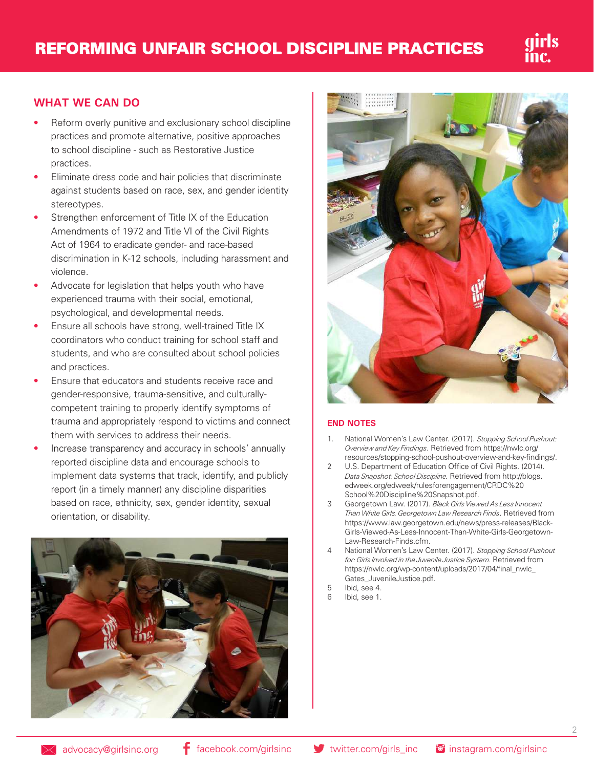## WHAT WE CAN DO

- Reform overly punitive and exclusionary school discipline practices and promote alternative, positive approaches to school discipline - such as Restorative Justice practices.
- Eliminate dress code and hair policies that discriminate against students based on race, sex, and gender identity stereotypes.
- Strengthen enforcement of Title IX of the Education Amendments of 1972 and Title VI of the Civil Rights Act of 1964 to eradicate gender- and race-based discrimination in K-12 schools, including harassment and violence.
- Advocate for legislation that helps youth who have experienced trauma with their social, emotional, psychological, and developmental needs.
- Ensure all schools have strong, well-trained Title IX coordinators who conduct training for school staff and students, and who are consulted about school policies and practices.
- Ensure that educators and students receive race and gender-responsive, trauma-sensitive, and culturally-competent training to properly identify symptoms of trauma and appropriately respond to victims and connect them with services to address their needs.
- Increase transparency and accuracy in schools' annually reported discipline data and encourage schools to implement data systems that track, identify, and publicly report (in a timely manner) any discipline disparities based on race, ethnicity, sex, gender identity, sexual orientation, or disability.

## END NOTES

1. National Women's Law Center. (2017). *Stopping School Pushout: Overview and Key Findings*. Retrieved from https://nwlc.org/resources/stopping-school-pushout-overview-and-key-findings/.
2. U.S. Department of Education Office of Civil Rights. (2014). *Data Snapshot: School Discipline*. Retrieved from http://blogs.edweek.org/edweek/rulesforengagement/CRDC%20School%20Discipline%20Snapshot.pdf.
3. Georgetown Law. (2017). *Black Girls Viewed As Less Innocent Than White Girls, Georgetown Law Research Finds*. Retrieved from https://www.law.georgetown.edu/news/press-releases/Black-Girls-Viewed-As-Less-Innocent-Than-White-Girls-Georgetown-Law-Research-Finds.cfm.
4. National Women's Law Center. (2017). *Stopping School Pushout for: Girls Involved in the Juvenile Justice System.* Retrieved from https://nwlc.org/wp-content/uploads/2017/04/final_nwlc_Gates_JuvenileJustice.pdf.
5. Ibid, see 4.
6. Ibid, see 1.

advocacy@girlsinc.org  facebook.com/girlsinc  twitter.com/girls_inc  instagram.com/girlsinc